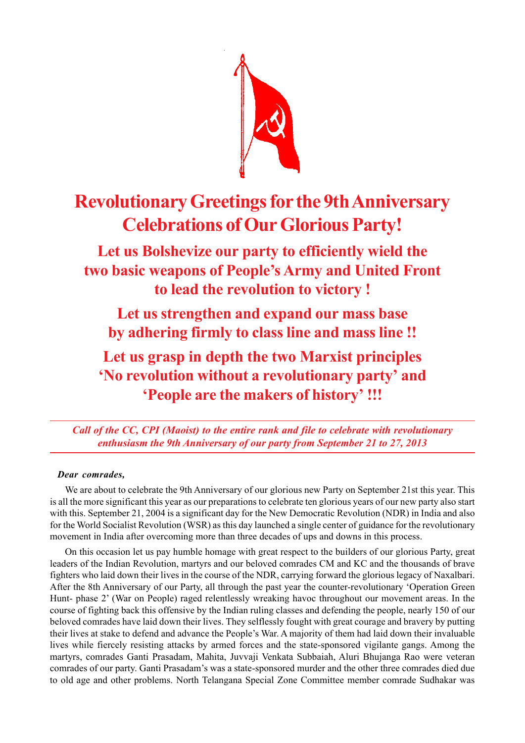# Revolutionary Greetings for the 9th Anniversary Celebrations of Our Glorious Party!

## Let us Bolshevize our party to efficiently wield the two basic weapons of People's Army and United Front to lead the revolution to victory !

## Let us strengthen and expand our mass base by adhering firmly to class line and mass line !!

## Let us grasp in depth the two Marxist principles 'No revolution without a revolutionary party' and 'People are the makers of history' !!!

---

*Call of the CC, CPI (Maoist) to the entire rank and file to celebrate with revolutionary enthusiasm the 9th Anniversary of our party from September 21 to 27, 2013*

---

***Dear comrades,***

We are about to celebrate the 9th Anniversary of our glorious new Party on September 21st this year. This is all the more significant this year as our preparations to celebrate ten glorious years of our new party also start with this. September 21, 2004 is a significant day for the New Democratic Revolution (NDR) in India and also for the World Socialist Revolution (WSR) as this day launched a single center of guidance for the revolutionary movement in India after overcoming more than three decades of ups and downs in this process.

On this occasion let us pay humble homage with great respect to the builders of our glorious Party, great leaders of the Indian Revolution, martyrs and our beloved comrades CM and KC and the thousands of brave fighters who laid down their lives in the course of the NDR, carrying forward the glorious legacy of Naxalbari. After the 8th Anniversary of our Party, all through the past year the counter-revolutionary 'Operation Green Hunt- phase 2' (War on People) raged relentlessly wreaking havoc throughout our movement areas. In the course of fighting back this offensive by the Indian ruling classes and defending the people, nearly 150 of our beloved comrades have laid down their lives. They selflessly fought with great courage and bravery by putting their lives at stake to defend and advance the People's War. A majority of them had laid down their invaluable lives while fiercely resisting attacks by armed forces and the state-sponsored vigilante gangs. Among the martyrs, comrades Ganti Prasadam, Mahita, Juvvaji Venkata Subbaiah, Aluri Bhujanga Rao were veteran comrades of our party. Ganti Prasadam's was a state-sponsored murder and the other three comrades died due to old age and other problems. North Telangana Special Zone Committee member comrade Sudhakar was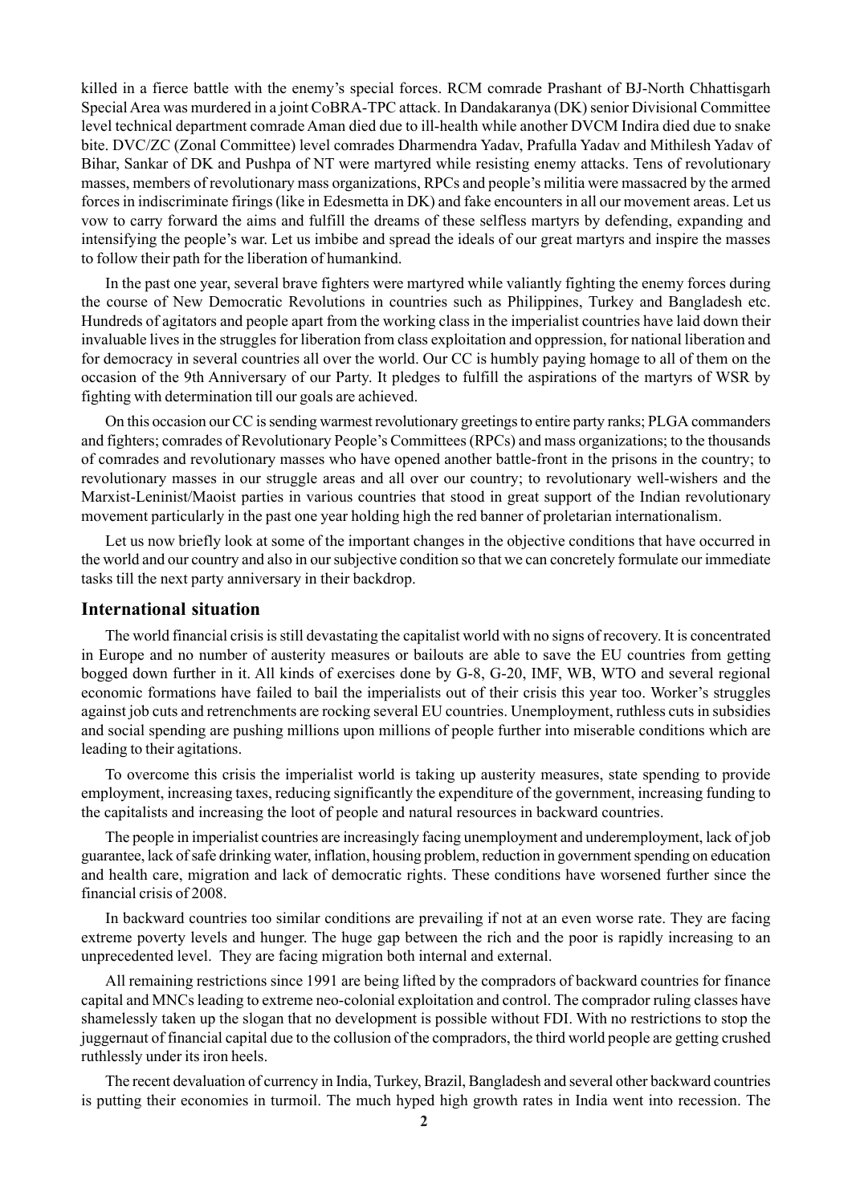killed in a fierce battle with the enemy's special forces. RCM comrade Prashant of BJ-North Chhattisgarh Special Area was murdered in a joint CoBRA-TPC attack. In Dandakaranya (DK) senior Divisional Committee level technical department comrade Aman died due to ill-health while another DVCM Indira died due to snake bite. DVC/ZC (Zonal Committee) level comrades Dharmendra Yadav, Prafulla Yadav and Mithilesh Yadav of Bihar, Sankar of DK and Pushpa of NT were martyred while resisting enemy attacks. Tens of revolutionary masses, members of revolutionary mass organizations, RPCs and people's militia were massacred by the armed forces in indiscriminate firings (like in Edesmetta in DK) and fake encounters in all our movement areas. Let us vow to carry forward the aims and fulfill the dreams of these selfless martyrs by defending, expanding and intensifying the people's war. Let us imbibe and spread the ideals of our great martyrs and inspire the masses to follow their path for the liberation of humankind.

In the past one year, several brave fighters were martyred while valiantly fighting the enemy forces during the course of New Democratic Revolutions in countries such as Philippines, Turkey and Bangladesh etc. Hundreds of agitators and people apart from the working class in the imperialist countries have laid down their invaluable lives in the struggles for liberation from class exploitation and oppression, for national liberation and for democracy in several countries all over the world. Our CC is humbly paying homage to all of them on the occasion of the 9th Anniversary of our Party. It pledges to fulfill the aspirations of the martyrs of WSR by fighting with determination till our goals are achieved.

On this occasion our CC is sending warmest revolutionary greetings to entire party ranks; PLGA commanders and fighters; comrades of Revolutionary People's Committees (RPCs) and mass organizations; to the thousands of comrades and revolutionary masses who have opened another battle-front in the prisons in the country; to revolutionary masses in our struggle areas and all over our country; to revolutionary well-wishers and the Marxist-Leninist/Maoist parties in various countries that stood in great support of the Indian revolutionary movement particularly in the past one year holding high the red banner of proletarian internationalism.

Let us now briefly look at some of the important changes in the objective conditions that have occurred in the world and our country and also in our subjective condition so that we can concretely formulate our immediate tasks till the next party anniversary in their backdrop.

## International situation

The world financial crisis is still devastating the capitalist world with no signs of recovery. It is concentrated in Europe and no number of austerity measures or bailouts are able to save the EU countries from getting bogged down further in it. All kinds of exercises done by G-8, G-20, IMF, WB, WTO and several regional economic formations have failed to bail the imperialists out of their crisis this year too. Worker's struggles against job cuts and retrenchments are rocking several EU countries. Unemployment, ruthless cuts in subsidies and social spending are pushing millions upon millions of people further into miserable conditions which are leading to their agitations.

To overcome this crisis the imperialist world is taking up austerity measures, state spending to provide employment, increasing taxes, reducing significantly the expenditure of the government, increasing funding to the capitalists and increasing the loot of people and natural resources in backward countries.

The people in imperialist countries are increasingly facing unemployment and underemployment, lack of job guarantee, lack of safe drinking water, inflation, housing problem, reduction in government spending on education and health care, migration and lack of democratic rights. These conditions have worsened further since the financial crisis of 2008.

In backward countries too similar conditions are prevailing if not at an even worse rate. They are facing extreme poverty levels and hunger. The huge gap between the rich and the poor is rapidly increasing to an unprecedented level. They are facing migration both internal and external.

All remaining restrictions since 1991 are being lifted by the compradors of backward countries for finance capital and MNCs leading to extreme neo-colonial exploitation and control. The comprador ruling classes have shamelessly taken up the slogan that no development is possible without FDI. With no restrictions to stop the juggernaut of financial capital due to the collusion of the compradors, the third world people are getting crushed ruthlessly under its iron heels.

The recent devaluation of currency in India, Turkey, Brazil, Bangladesh and several other backward countries is putting their economies in turmoil. The much hyped high growth rates in India went into recession. The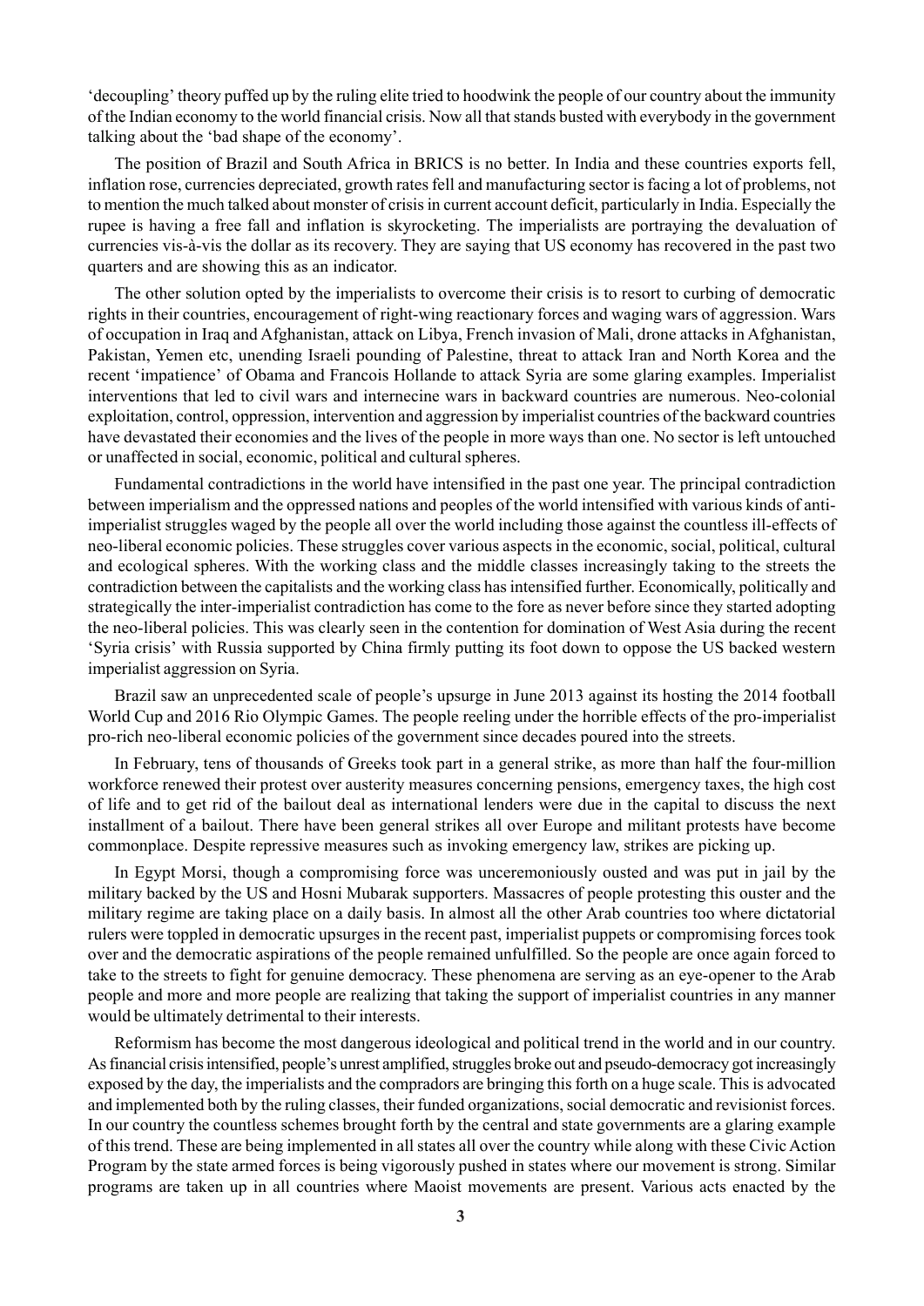'decoupling' theory puffed up by the ruling elite tried to hoodwink the people of our country about the immunity of the Indian economy to the world financial crisis. Now all that stands busted with everybody in the government talking about the 'bad shape of the economy'.

The position of Brazil and South Africa in BRICS is no better. In India and these countries exports fell, inflation rose, currencies depreciated, growth rates fell and manufacturing sector is facing a lot of problems, not to mention the much talked about monster of crisis in current account deficit, particularly in India. Especially the rupee is having a free fall and inflation is skyrocketing. The imperialists are portraying the devaluation of currencies vis-à-vis the dollar as its recovery. They are saying that US economy has recovered in the past two quarters and are showing this as an indicator.

The other solution opted by the imperialists to overcome their crisis is to resort to curbing of democratic rights in their countries, encouragement of right-wing reactionary forces and waging wars of aggression. Wars of occupation in Iraq and Afghanistan, attack on Libya, French invasion of Mali, drone attacks in Afghanistan, Pakistan, Yemen etc, unending Israeli pounding of Palestine, threat to attack Iran and North Korea and the recent 'impatience' of Obama and Francois Hollande to attack Syria are some glaring examples. Imperialist interventions that led to civil wars and internecine wars in backward countries are numerous. Neo-colonial exploitation, control, oppression, intervention and aggression by imperialist countries of the backward countries have devastated their economies and the lives of the people in more ways than one. No sector is left untouched or unaffected in social, economic, political and cultural spheres.

Fundamental contradictions in the world have intensified in the past one year. The principal contradiction between imperialism and the oppressed nations and peoples of the world intensified with various kinds of anti-imperialist struggles waged by the people all over the world including those against the countless ill-effects of neo-liberal economic policies. These struggles cover various aspects in the economic, social, political, cultural and ecological spheres. With the working class and the middle classes increasingly taking to the streets the contradiction between the capitalists and the working class has intensified further. Economically, politically and strategically the inter-imperialist contradiction has come to the fore as never before since they started adopting the neo-liberal policies. This was clearly seen in the contention for domination of West Asia during the recent 'Syria crisis' with Russia supported by China firmly putting its foot down to oppose the US backed western imperialist aggression on Syria.

Brazil saw an unprecedented scale of people's upsurge in June 2013 against its hosting the 2014 football World Cup and 2016 Rio Olympic Games. The people reeling under the horrible effects of the pro-imperialist pro-rich neo-liberal economic policies of the government since decades poured into the streets.

In February, tens of thousands of Greeks took part in a general strike, as more than half the four-million workforce renewed their protest over austerity measures concerning pensions, emergency taxes, the high cost of life and to get rid of the bailout deal as international lenders were due in the capital to discuss the next installment of a bailout. There have been general strikes all over Europe and militant protests have become commonplace. Despite repressive measures such as invoking emergency law, strikes are picking up.

In Egypt Morsi, though a compromising force was unceremoniously ousted and was put in jail by the military backed by the US and Hosni Mubarak supporters. Massacres of people protesting this ouster and the military regime are taking place on a daily basis. In almost all the other Arab countries too where dictatorial rulers were toppled in democratic upsurges in the recent past, imperialist puppets or compromising forces took over and the democratic aspirations of the people remained unfulfilled. So the people are once again forced to take to the streets to fight for genuine democracy. These phenomena are serving as an eye-opener to the Arab people and more and more people are realizing that taking the support of imperialist countries in any manner would be ultimately detrimental to their interests.

Reformism has become the most dangerous ideological and political trend in the world and in our country. As financial crisis intensified, people's unrest amplified, struggles broke out and pseudo-democracy got increasingly exposed by the day, the imperialists and the compradors are bringing this forth on a huge scale. This is advocated and implemented both by the ruling classes, their funded organizations, social democratic and revisionist forces. In our country the countless schemes brought forth by the central and state governments are a glaring example of this trend. These are being implemented in all states all over the country while along with these Civic Action Program by the state armed forces is being vigorously pushed in states where our movement is strong. Similar programs are taken up in all countries where Maoist movements are present. Various acts enacted by the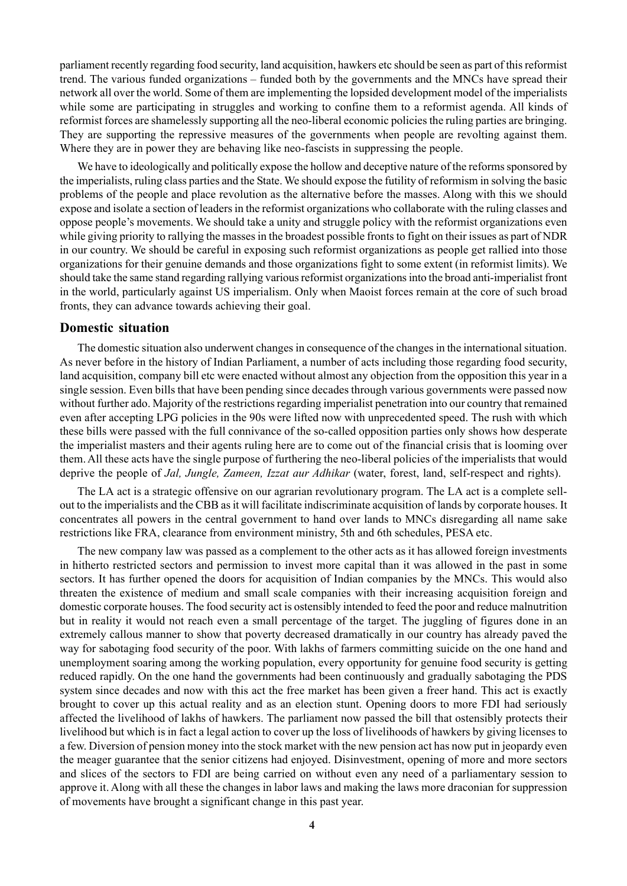parliament recently regarding food security, land acquisition, hawkers etc should be seen as part of this reformist trend. The various funded organizations – funded both by the governments and the MNCs have spread their network all over the world. Some of them are implementing the lopsided development model of the imperialists while some are participating in struggles and working to confine them to a reformist agenda. All kinds of reformist forces are shamelessly supporting all the neo-liberal economic policies the ruling parties are bringing. They are supporting the repressive measures of the governments when people are revolting against them. Where they are in power they are behaving like neo-fascists in suppressing the people.

We have to ideologically and politically expose the hollow and deceptive nature of the reforms sponsored by the imperialists, ruling class parties and the State. We should expose the futility of reformism in solving the basic problems of the people and place revolution as the alternative before the masses. Along with this we should expose and isolate a section of leaders in the reformist organizations who collaborate with the ruling classes and oppose people's movements. We should take a unity and struggle policy with the reformist organizations even while giving priority to rallying the masses in the broadest possible fronts to fight on their issues as part of NDR in our country. We should be careful in exposing such reformist organizations as people get rallied into those organizations for their genuine demands and those organizations fight to some extent (in reformist limits). We should take the same stand regarding rallying various reformist organizations into the broad anti-imperialist front in the world, particularly against US imperialism. Only when Maoist forces remain at the core of such broad fronts, they can advance towards achieving their goal.

## Domestic situation

The domestic situation also underwent changes in consequence of the changes in the international situation. As never before in the history of Indian Parliament, a number of acts including those regarding food security, land acquisition, company bill etc were enacted without almost any objection from the opposition this year in a single session. Even bills that have been pending since decades through various governments were passed now without further ado. Majority of the restrictions regarding imperialist penetration into our country that remained even after accepting LPG policies in the 90s were lifted now with unprecedented speed. The rush with which these bills were passed with the full connivance of the so-called opposition parties only shows how desperate the imperialist masters and their agents ruling here are to come out of the financial crisis that is looming over them. All these acts have the single purpose of furthering the neo-liberal policies of the imperialists that would deprive the people of *Jal, Jungle, Zameen, Izzat aur Adhikar* (water, forest, land, self-respect and rights).

The LA act is a strategic offensive on our agrarian revolutionary program. The LA act is a complete sell-out to the imperialists and the CBB as it will facilitate indiscriminate acquisition of lands by corporate houses. It concentrates all powers in the central government to hand over lands to MNCs disregarding all name sake restrictions like FRA, clearance from environment ministry, 5th and 6th schedules, PESA etc.

The new company law was passed as a complement to the other acts as it has allowed foreign investments in hitherto restricted sectors and permission to invest more capital than it was allowed in the past in some sectors. It has further opened the doors for acquisition of Indian companies by the MNCs. This would also threaten the existence of medium and small scale companies with their increasing acquisition foreign and domestic corporate houses. The food security act is ostensibly intended to feed the poor and reduce malnutrition but in reality it would not reach even a small percentage of the target. The juggling of figures done in an extremely callous manner to show that poverty decreased dramatically in our country has already paved the way for sabotaging food security of the poor. With lakhs of farmers committing suicide on the one hand and unemployment soaring among the working population, every opportunity for genuine food security is getting reduced rapidly. On the one hand the governments had been continuously and gradually sabotaging the PDS system since decades and now with this act the free market has been given a freer hand. This act is exactly brought to cover up this actual reality and as an election stunt. Opening doors to more FDI had seriously affected the livelihood of lakhs of hawkers. The parliament now passed the bill that ostensibly protects their livelihood but which is in fact a legal action to cover up the loss of livelihoods of hawkers by giving licenses to a few. Diversion of pension money into the stock market with the new pension act has now put in jeopardy even the meager guarantee that the senior citizens had enjoyed. Disinvestment, opening of more and more sectors and slices of the sectors to FDI are being carried on without even any need of a parliamentary session to approve it. Along with all these the changes in labor laws and making the laws more draconian for suppression of movements have brought a significant change in this past year.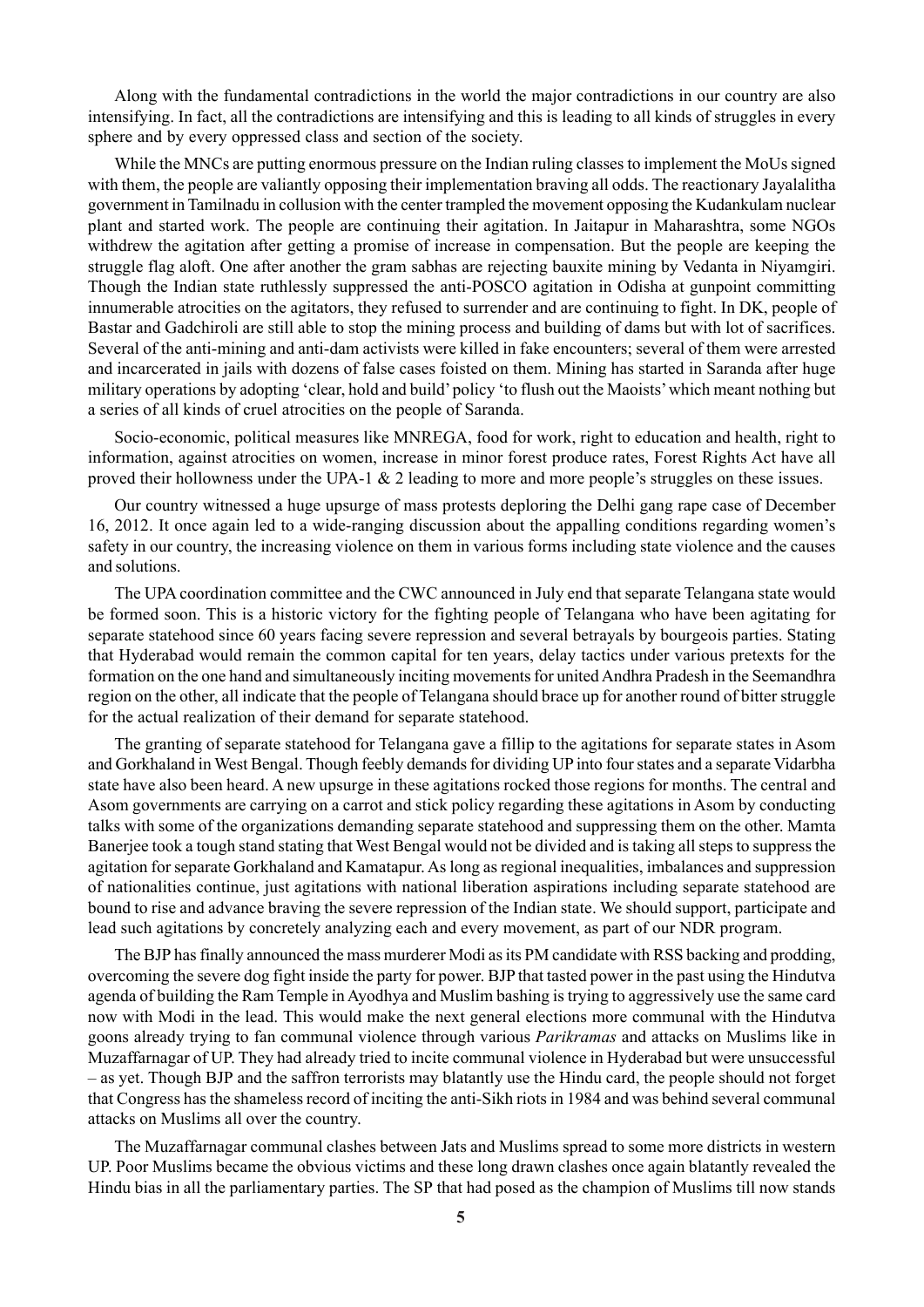Along with the fundamental contradictions in the world the major contradictions in our country are also intensifying. In fact, all the contradictions are intensifying and this is leading to all kinds of struggles in every sphere and by every oppressed class and section of the society.

While the MNCs are putting enormous pressure on the Indian ruling classes to implement the MoUs signed with them, the people are valiantly opposing their implementation braving all odds. The reactionary Jayalalitha government in Tamilnadu in collusion with the center trampled the movement opposing the Kudankulam nuclear plant and started work. The people are continuing their agitation. In Jaitapur in Maharashtra, some NGOs withdrew the agitation after getting a promise of increase in compensation. But the people are keeping the struggle flag aloft. One after another the gram sabhas are rejecting bauxite mining by Vedanta in Niyamgiri. Though the Indian state ruthlessly suppressed the anti-POSCO agitation in Odisha at gunpoint committing innumerable atrocities on the agitators, they refused to surrender and are continuing to fight. In DK, people of Bastar and Gadchiroli are still able to stop the mining process and building of dams but with lot of sacrifices. Several of the anti-mining and anti-dam activists were killed in fake encounters; several of them were arrested and incarcerated in jails with dozens of false cases foisted on them. Mining has started in Saranda after huge military operations by adopting 'clear, hold and build' policy 'to flush out the Maoists' which meant nothing but a series of all kinds of cruel atrocities on the people of Saranda.

Socio-economic, political measures like MNREGA, food for work, right to education and health, right to information, against atrocities on women, increase in minor forest produce rates, Forest Rights Act have all proved their hollowness under the UPA-1 & 2 leading to more and more people's struggles on these issues.

Our country witnessed a huge upsurge of mass protests deploring the Delhi gang rape case of December 16, 2012. It once again led to a wide-ranging discussion about the appalling conditions regarding women's safety in our country, the increasing violence on them in various forms including state violence and the causes and solutions.

The UPA coordination committee and the CWC announced in July end that separate Telangana state would be formed soon. This is a historic victory for the fighting people of Telangana who have been agitating for separate statehood since 60 years facing severe repression and several betrayals by bourgeois parties. Stating that Hyderabad would remain the common capital for ten years, delay tactics under various pretexts for the formation on the one hand and simultaneously inciting movements for united Andhra Pradesh in the Seemandhra region on the other, all indicate that the people of Telangana should brace up for another round of bitter struggle for the actual realization of their demand for separate statehood.

The granting of separate statehood for Telangana gave a fillip to the agitations for separate states in Asom and Gorkhaland in West Bengal. Though feebly demands for dividing UP into four states and a separate Vidarbha state have also been heard. A new upsurge in these agitations rocked those regions for months. The central and Asom governments are carrying on a carrot and stick policy regarding these agitations in Asom by conducting talks with some of the organizations demanding separate statehood and suppressing them on the other. Mamta Banerjee took a tough stand stating that West Bengal would not be divided and is taking all steps to suppress the agitation for separate Gorkhaland and Kamatapur. As long as regional inequalities, imbalances and suppression of nationalities continue, just agitations with national liberation aspirations including separate statehood are bound to rise and advance braving the severe repression of the Indian state. We should support, participate and lead such agitations by concretely analyzing each and every movement, as part of our NDR program.

The BJP has finally announced the mass murderer Modi as its PM candidate with RSS backing and prodding, overcoming the severe dog fight inside the party for power. BJP that tasted power in the past using the Hindutva agenda of building the Ram Temple in Ayodhya and Muslim bashing is trying to aggressively use the same card now with Modi in the lead. This would make the next general elections more communal with the Hindutva goons already trying to fan communal violence through various *Parikramas* and attacks on Muslims like in Muzaffarnagar of UP. They had already tried to incite communal violence in Hyderabad but were unsuccessful – as yet. Though BJP and the saffron terrorists may blatantly use the Hindu card, the people should not forget that Congress has the shameless record of inciting the anti-Sikh riots in 1984 and was behind several communal attacks on Muslims all over the country.

The Muzaffarnagar communal clashes between Jats and Muslims spread to some more districts in western UP. Poor Muslims became the obvious victims and these long drawn clashes once again blatantly revealed the Hindu bias in all the parliamentary parties. The SP that had posed as the champion of Muslims till now stands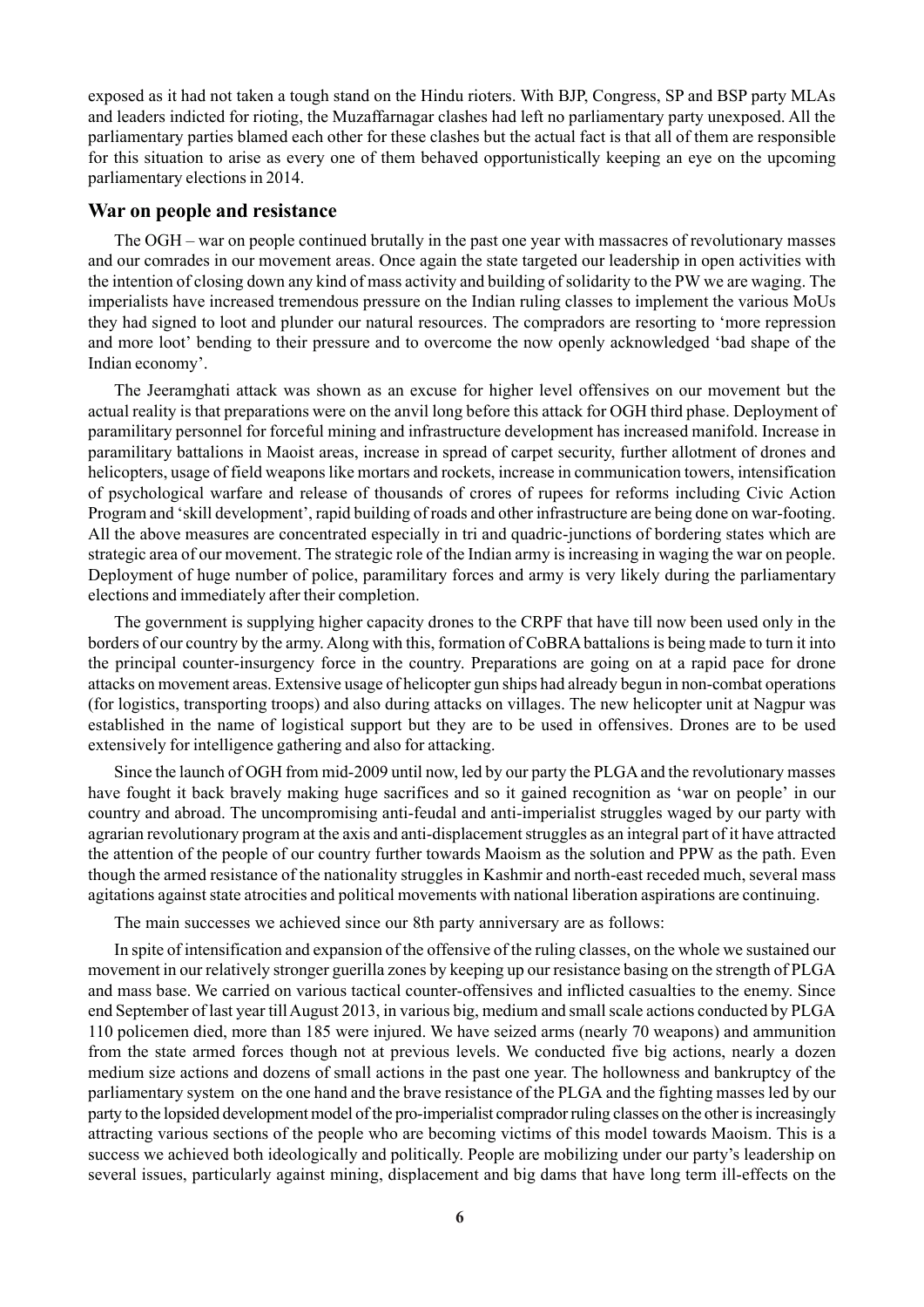exposed as it had not taken a tough stand on the Hindu rioters. With BJP, Congress, SP and BSP party MLAs and leaders indicted for rioting, the Muzaffarnagar clashes had left no parliamentary party unexposed. All the parliamentary parties blamed each other for these clashes but the actual fact is that all of them are responsible for this situation to arise as every one of them behaved opportunistically keeping an eye on the upcoming parliamentary elections in 2014.

## War on people and resistance

The OGH – war on people continued brutally in the past one year with massacres of revolutionary masses and our comrades in our movement areas. Once again the state targeted our leadership in open activities with the intention of closing down any kind of mass activity and building of solidarity to the PW we are waging. The imperialists have increased tremendous pressure on the Indian ruling classes to implement the various MoUs they had signed to loot and plunder our natural resources. The compradors are resorting to 'more repression and more loot' bending to their pressure and to overcome the now openly acknowledged 'bad shape of the Indian economy'.

The Jeeramghati attack was shown as an excuse for higher level offensives on our movement but the actual reality is that preparations were on the anvil long before this attack for OGH third phase. Deployment of paramilitary personnel for forceful mining and infrastructure development has increased manifold. Increase in paramilitary battalions in Maoist areas, increase in spread of carpet security, further allotment of drones and helicopters, usage of field weapons like mortars and rockets, increase in communication towers, intensification of psychological warfare and release of thousands of crores of rupees for reforms including Civic Action Program and 'skill development', rapid building of roads and other infrastructure are being done on war-footing. All the above measures are concentrated especially in tri and quadric-junctions of bordering states which are strategic area of our movement. The strategic role of the Indian army is increasing in waging the war on people. Deployment of huge number of police, paramilitary forces and army is very likely during the parliamentary elections and immediately after their completion.

The government is supplying higher capacity drones to the CRPF that have till now been used only in the borders of our country by the army. Along with this, formation of CoBRA battalions is being made to turn it into the principal counter-insurgency force in the country. Preparations are going on at a rapid pace for drone attacks on movement areas. Extensive usage of helicopter gun ships had already begun in non-combat operations (for logistics, transporting troops) and also during attacks on villages. The new helicopter unit at Nagpur was established in the name of logistical support but they are to be used in offensives. Drones are to be used extensively for intelligence gathering and also for attacking.

Since the launch of OGH from mid-2009 until now, led by our party the PLGA and the revolutionary masses have fought it back bravely making huge sacrifices and so it gained recognition as 'war on people' in our country and abroad. The uncompromising anti-feudal and anti-imperialist struggles waged by our party with agrarian revolutionary program at the axis and anti-displacement struggles as an integral part of it have attracted the attention of the people of our country further towards Maoism as the solution and PPW as the path. Even though the armed resistance of the nationality struggles in Kashmir and north-east receded much, several mass agitations against state atrocities and political movements with national liberation aspirations are continuing.

The main successes we achieved since our 8th party anniversary are as follows:

In spite of intensification and expansion of the offensive of the ruling classes, on the whole we sustained our movement in our relatively stronger guerilla zones by keeping up our resistance basing on the strength of PLGA and mass base. We carried on various tactical counter-offensives and inflicted casualties to the enemy. Since end September of last year till August 2013, in various big, medium and small scale actions conducted by PLGA 110 policemen died, more than 185 were injured. We have seized arms (nearly 70 weapons) and ammunition from the state armed forces though not at previous levels. We conducted five big actions, nearly a dozen medium size actions and dozens of small actions in the past one year. The hollowness and bankruptcy of the parliamentary system on the one hand and the brave resistance of the PLGA and the fighting masses led by our party to the lopsided development model of the pro-imperialist comprador ruling classes on the other is increasingly attracting various sections of the people who are becoming victims of this model towards Maoism. This is a success we achieved both ideologically and politically. People are mobilizing under our party's leadership on several issues, particularly against mining, displacement and big dams that have long term ill-effects on the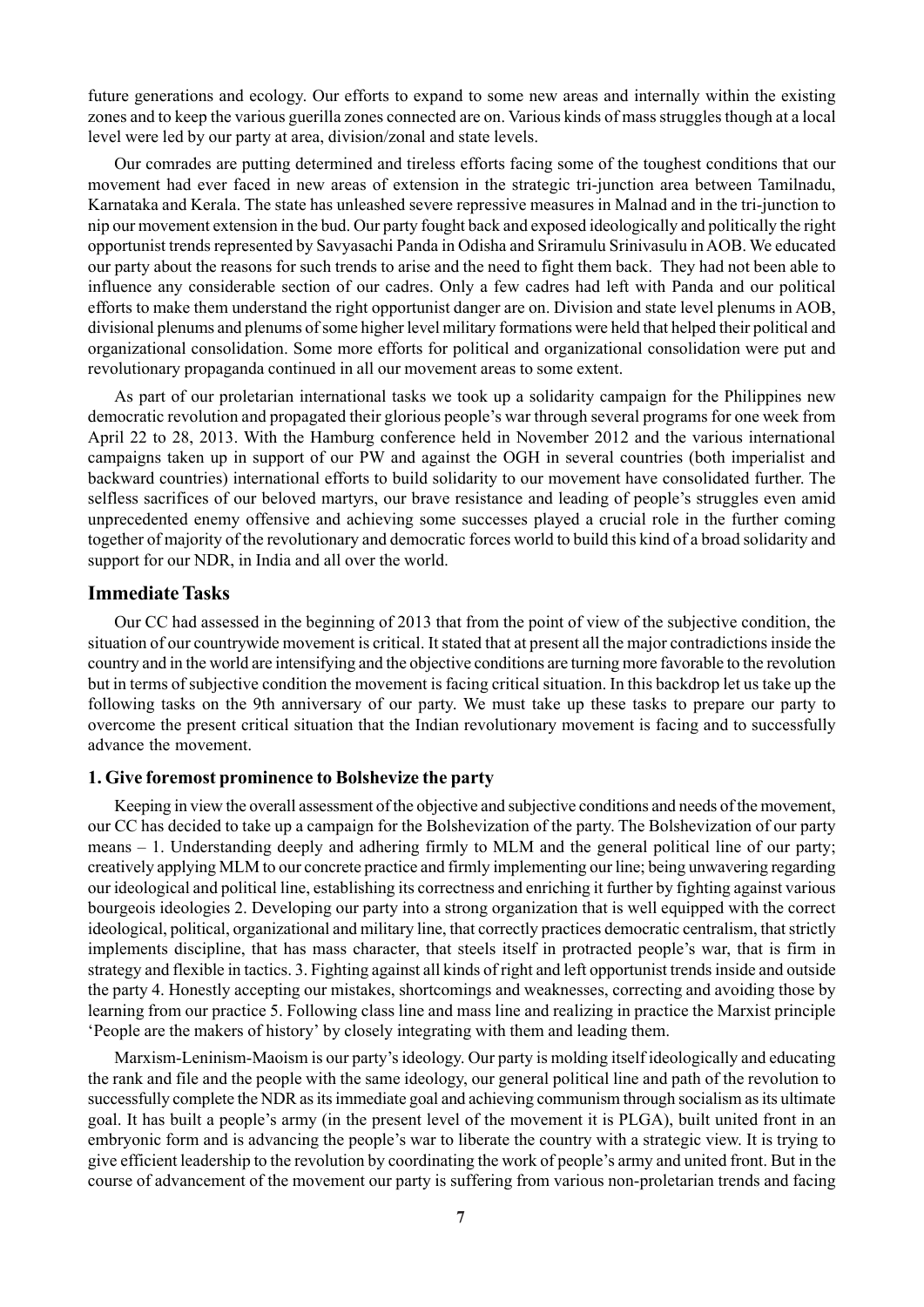future generations and ecology. Our efforts to expand to some new areas and internally within the existing zones and to keep the various guerilla zones connected are on. Various kinds of mass struggles though at a local level were led by our party at area, division/zonal and state levels.

Our comrades are putting determined and tireless efforts facing some of the toughest conditions that our movement had ever faced in new areas of extension in the strategic tri-junction area between Tamilnadu, Karnataka and Kerala. The state has unleashed severe repressive measures in Malnad and in the tri-junction to nip our movement extension in the bud. Our party fought back and exposed ideologically and politically the right opportunist trends represented by Savyasachi Panda in Odisha and Sriramulu Srinivasulu in AOB. We educated our party about the reasons for such trends to arise and the need to fight them back. They had not been able to influence any considerable section of our cadres. Only a few cadres had left with Panda and our political efforts to make them understand the right opportunist danger are on. Division and state level plenums in AOB, divisional plenums and plenums of some higher level military formations were held that helped their political and organizational consolidation. Some more efforts for political and organizational consolidation were put and revolutionary propaganda continued in all our movement areas to some extent.

As part of our proletarian international tasks we took up a solidarity campaign for the Philippines new democratic revolution and propagated their glorious people's war through several programs for one week from April 22 to 28, 2013. With the Hamburg conference held in November 2012 and the various international campaigns taken up in support of our PW and against the OGH in several countries (both imperialist and backward countries) international efforts to build solidarity to our movement have consolidated further. The selfless sacrifices of our beloved martyrs, our brave resistance and leading of people's struggles even amid unprecedented enemy offensive and achieving some successes played a crucial role in the further coming together of majority of the revolutionary and democratic forces world to build this kind of a broad solidarity and support for our NDR, in India and all over the world.

## Immediate Tasks

Our CC had assessed in the beginning of 2013 that from the point of view of the subjective condition, the situation of our countrywide movement is critical. It stated that at present all the major contradictions inside the country and in the world are intensifying and the objective conditions are turning more favorable to the revolution but in terms of subjective condition the movement is facing critical situation. In this backdrop let us take up the following tasks on the 9th anniversary of our party. We must take up these tasks to prepare our party to overcome the present critical situation that the Indian revolutionary movement is facing and to successfully advance the movement.

### 1. Give foremost prominence to Bolshevize the party

Keeping in view the overall assessment of the objective and subjective conditions and needs of the movement, our CC has decided to take up a campaign for the Bolshevization of the party. The Bolshevization of our party means – 1. Understanding deeply and adhering firmly to MLM and the general political line of our party; creatively applying MLM to our concrete practice and firmly implementing our line; being unwavering regarding our ideological and political line, establishing its correctness and enriching it further by fighting against various bourgeois ideologies 2. Developing our party into a strong organization that is well equipped with the correct ideological, political, organizational and military line, that correctly practices democratic centralism, that strictly implements discipline, that has mass character, that steels itself in protracted people's war, that is firm in strategy and flexible in tactics. 3. Fighting against all kinds of right and left opportunist trends inside and outside the party 4. Honestly accepting our mistakes, shortcomings and weaknesses, correcting and avoiding those by learning from our practice 5. Following class line and mass line and realizing in practice the Marxist principle 'People are the makers of history' by closely integrating with them and leading them.

Marxism-Leninism-Maoism is our party's ideology. Our party is molding itself ideologically and educating the rank and file and the people with the same ideology, our general political line and path of the revolution to successfully complete the NDR as its immediate goal and achieving communism through socialism as its ultimate goal. It has built a people's army (in the present level of the movement it is PLGA), built united front in an embryonic form and is advancing the people's war to liberate the country with a strategic view. It is trying to give efficient leadership to the revolution by coordinating the work of people's army and united front. But in the course of advancement of the movement our party is suffering from various non-proletarian trends and facing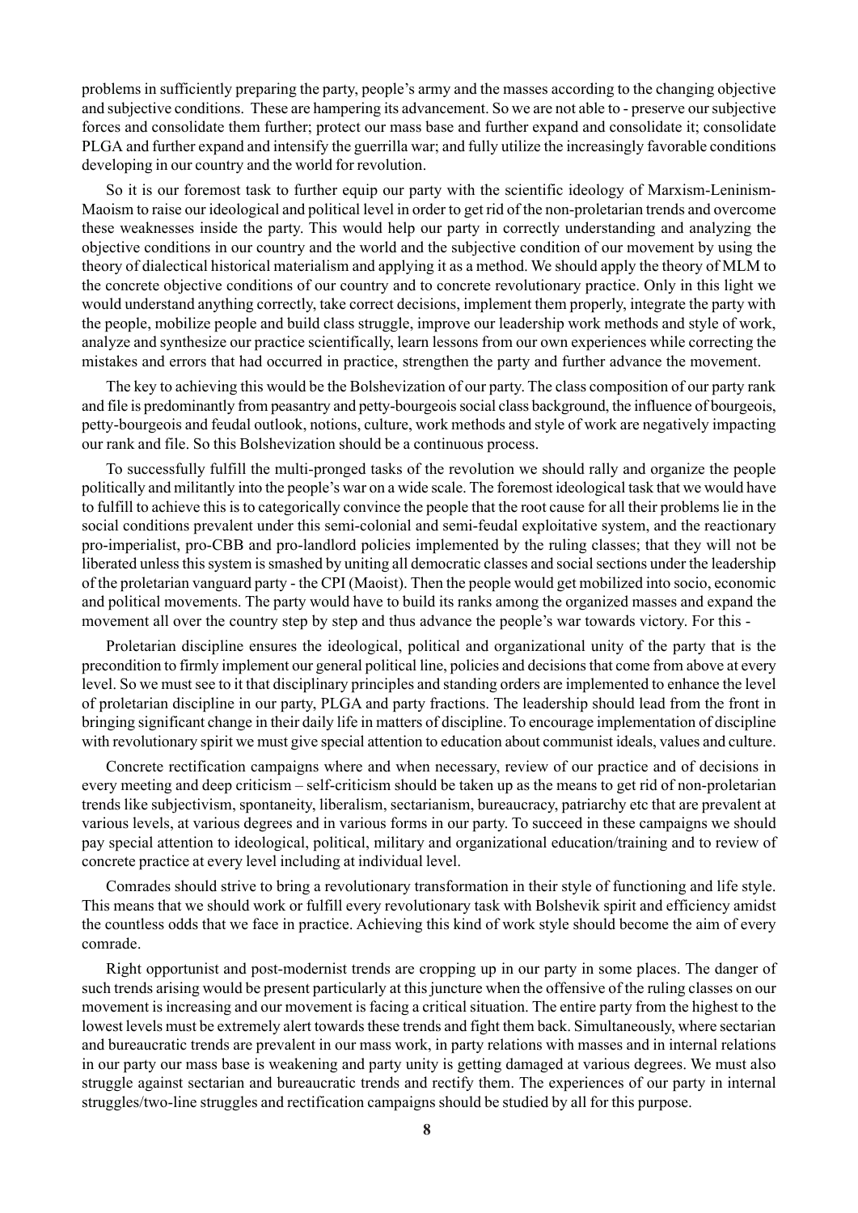problems in sufficiently preparing the party, people's army and the masses according to the changing objective and subjective conditions. These are hampering its advancement. So we are not able to - preserve our subjective forces and consolidate them further; protect our mass base and further expand and consolidate it; consolidate PLGA and further expand and intensify the guerrilla war; and fully utilize the increasingly favorable conditions developing in our country and the world for revolution.

So it is our foremost task to further equip our party with the scientific ideology of Marxism-Leninism-Maoism to raise our ideological and political level in order to get rid of the non-proletarian trends and overcome these weaknesses inside the party. This would help our party in correctly understanding and analyzing the objective conditions in our country and the world and the subjective condition of our movement by using the theory of dialectical historical materialism and applying it as a method. We should apply the theory of MLM to the concrete objective conditions of our country and to concrete revolutionary practice. Only in this light we would understand anything correctly, take correct decisions, implement them properly, integrate the party with the people, mobilize people and build class struggle, improve our leadership work methods and style of work, analyze and synthesize our practice scientifically, learn lessons from our own experiences while correcting the mistakes and errors that had occurred in practice, strengthen the party and further advance the movement.

The key to achieving this would be the Bolshevization of our party. The class composition of our party rank and file is predominantly from peasantry and petty-bourgeois social class background, the influence of bourgeois, petty-bourgeois and feudal outlook, notions, culture, work methods and style of work are negatively impacting our rank and file. So this Bolshevization should be a continuous process.

To successfully fulfill the multi-pronged tasks of the revolution we should rally and organize the people politically and militantly into the people's war on a wide scale. The foremost ideological task that we would have to fulfill to achieve this is to categorically convince the people that the root cause for all their problems lie in the social conditions prevalent under this semi-colonial and semi-feudal exploitative system, and the reactionary pro-imperialist, pro-CBB and pro-landlord policies implemented by the ruling classes; that they will not be liberated unless this system is smashed by uniting all democratic classes and social sections under the leadership of the proletarian vanguard party - the CPI (Maoist). Then the people would get mobilized into socio, economic and political movements. The party would have to build its ranks among the organized masses and expand the movement all over the country step by step and thus advance the people's war towards victory. For this -

Proletarian discipline ensures the ideological, political and organizational unity of the party that is the precondition to firmly implement our general political line, policies and decisions that come from above at every level. So we must see to it that disciplinary principles and standing orders are implemented to enhance the level of proletarian discipline in our party, PLGA and party fractions. The leadership should lead from the front in bringing significant change in their daily life in matters of discipline. To encourage implementation of discipline with revolutionary spirit we must give special attention to education about communist ideals, values and culture.

Concrete rectification campaigns where and when necessary, review of our practice and of decisions in every meeting and deep criticism – self-criticism should be taken up as the means to get rid of non-proletarian trends like subjectivism, spontaneity, liberalism, sectarianism, bureaucracy, patriarchy etc that are prevalent at various levels, at various degrees and in various forms in our party. To succeed in these campaigns we should pay special attention to ideological, political, military and organizational education/training and to review of concrete practice at every level including at individual level.

Comrades should strive to bring a revolutionary transformation in their style of functioning and life style. This means that we should work or fulfill every revolutionary task with Bolshevik spirit and efficiency amidst the countless odds that we face in practice. Achieving this kind of work style should become the aim of every comrade.

Right opportunist and post-modernist trends are cropping up in our party in some places. The danger of such trends arising would be present particularly at this juncture when the offensive of the ruling classes on our movement is increasing and our movement is facing a critical situation. The entire party from the highest to the lowest levels must be extremely alert towards these trends and fight them back. Simultaneously, where sectarian and bureaucratic trends are prevalent in our mass work, in party relations with masses and in internal relations in our party our mass base is weakening and party unity is getting damaged at various degrees. We must also struggle against sectarian and bureaucratic trends and rectify them. The experiences of our party in internal struggles/two-line struggles and rectification campaigns should be studied by all for this purpose.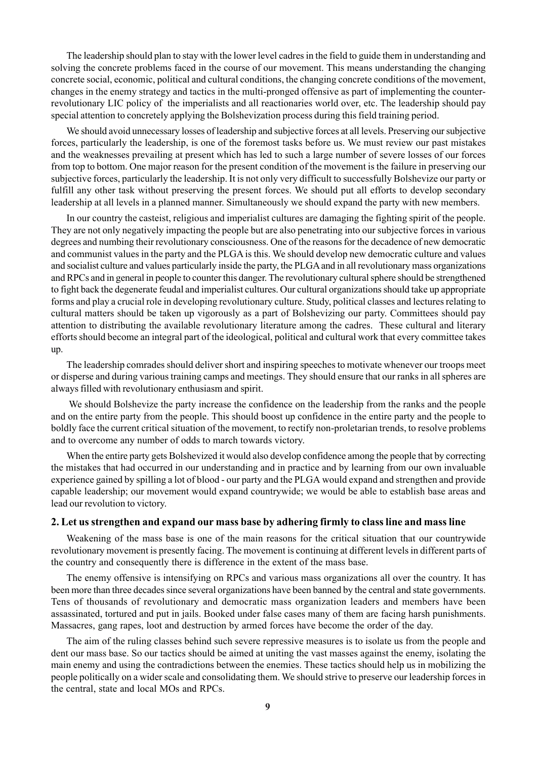The leadership should plan to stay with the lower level cadres in the field to guide them in understanding and solving the concrete problems faced in the course of our movement. This means understanding the changing concrete social, economic, political and cultural conditions, the changing concrete conditions of the movement, changes in the enemy strategy and tactics in the multi-pronged offensive as part of implementing the counter-revolutionary LIC policy of the imperialists and all reactionaries world over, etc. The leadership should pay special attention to concretely applying the Bolshevization process during this field training period.

We should avoid unnecessary losses of leadership and subjective forces at all levels. Preserving our subjective forces, particularly the leadership, is one of the foremost tasks before us. We must review our past mistakes and the weaknesses prevailing at present which has led to such a large number of severe losses of our forces from top to bottom. One major reason for the present condition of the movement is the failure in preserving our subjective forces, particularly the leadership. It is not only very difficult to successfully Bolshevize our party or fulfill any other task without preserving the present forces. We should put all efforts to develop secondary leadership at all levels in a planned manner. Simultaneously we should expand the party with new members.

In our country the casteist, religious and imperialist cultures are damaging the fighting spirit of the people. They are not only negatively impacting the people but are also penetrating into our subjective forces in various degrees and numbing their revolutionary consciousness. One of the reasons for the decadence of new democratic and communist values in the party and the PLGA is this. We should develop new democratic culture and values and socialist culture and values particularly inside the party, the PLGA and in all revolutionary mass organizations and RPCs and in general in people to counter this danger. The revolutionary cultural sphere should be strengthened to fight back the degenerate feudal and imperialist cultures. Our cultural organizations should take up appropriate forms and play a crucial role in developing revolutionary culture. Study, political classes and lectures relating to cultural matters should be taken up vigorously as a part of Bolshevizing our party. Committees should pay attention to distributing the available revolutionary literature among the cadres. These cultural and literary efforts should become an integral part of the ideological, political and cultural work that every committee takes up.

The leadership comrades should deliver short and inspiring speeches to motivate whenever our troops meet or disperse and during various training camps and meetings. They should ensure that our ranks in all spheres are always filled with revolutionary enthusiasm and spirit.

We should Bolshevize the party increase the confidence on the leadership from the ranks and the people and on the entire party from the people. This should boost up confidence in the entire party and the people to boldly face the current critical situation of the movement, to rectify non-proletarian trends, to resolve problems and to overcome any number of odds to march towards victory.

When the entire party gets Bolshevized it would also develop confidence among the people that by correcting the mistakes that had occurred in our understanding and in practice and by learning from our own invaluable experience gained by spilling a lot of blood - our party and the PLGA would expand and strengthen and provide capable leadership; our movement would expand countrywide; we would be able to establish base areas and lead our revolution to victory.

## 2. Let us strengthen and expand our mass base by adhering firmly to class line and mass line

Weakening of the mass base is one of the main reasons for the critical situation that our countrywide revolutionary movement is presently facing. The movement is continuing at different levels in different parts of the country and consequently there is difference in the extent of the mass base.

The enemy offensive is intensifying on RPCs and various mass organizations all over the country. It has been more than three decades since several organizations have been banned by the central and state governments. Tens of thousands of revolutionary and democratic mass organization leaders and members have been assassinated, tortured and put in jails. Booked under false cases many of them are facing harsh punishments. Massacres, gang rapes, loot and destruction by armed forces have become the order of the day.

The aim of the ruling classes behind such severe repressive measures is to isolate us from the people and dent our mass base. So our tactics should be aimed at uniting the vast masses against the enemy, isolating the main enemy and using the contradictions between the enemies. These tactics should help us in mobilizing the people politically on a wider scale and consolidating them. We should strive to preserve our leadership forces in the central, state and local MOs and RPCs.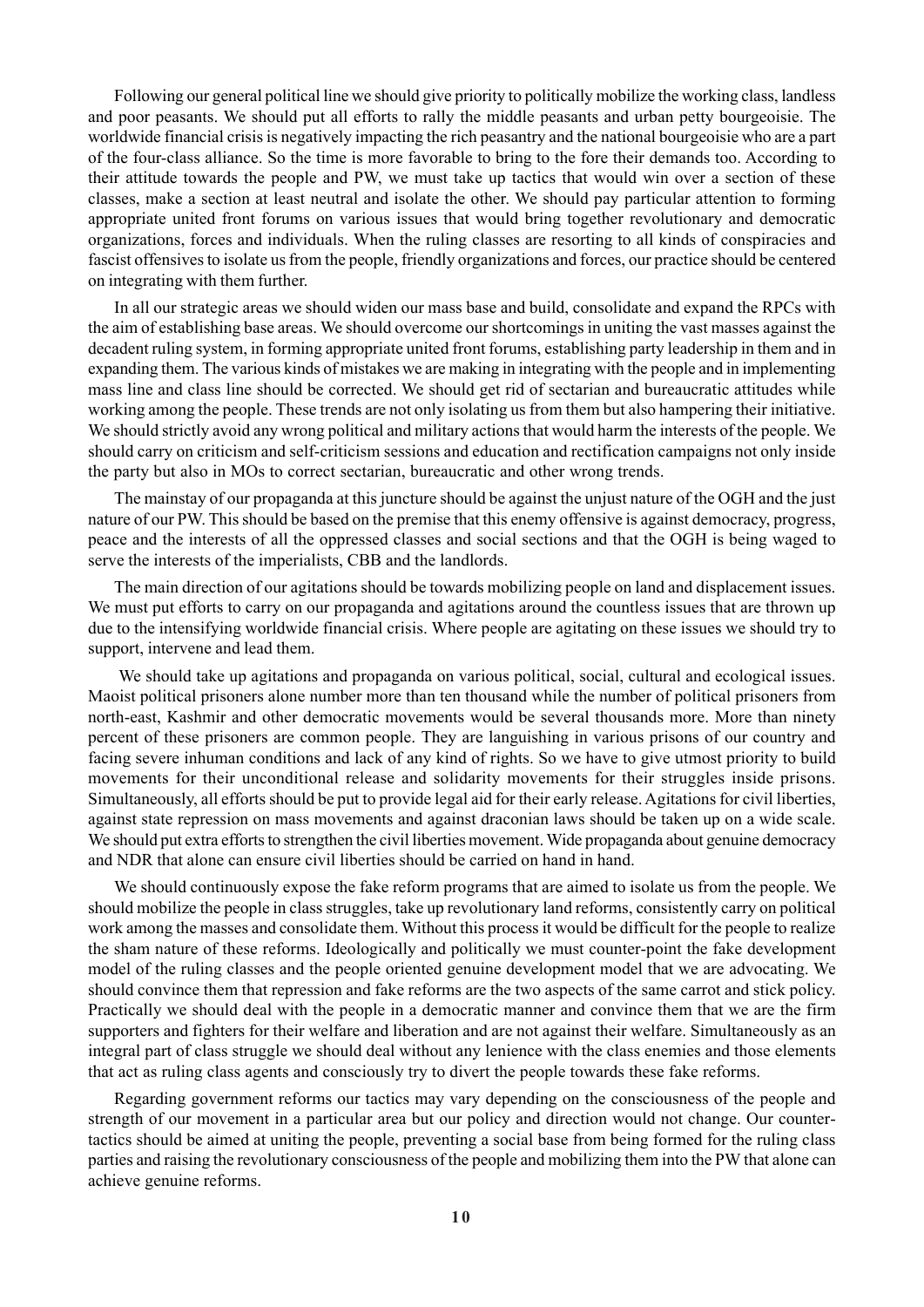Following our general political line we should give priority to politically mobilize the working class, landless and poor peasants. We should put all efforts to rally the middle peasants and urban petty bourgeoisie. The worldwide financial crisis is negatively impacting the rich peasantry and the national bourgeoisie who are a part of the four-class alliance. So the time is more favorable to bring to the fore their demands too. According to their attitude towards the people and PW, we must take up tactics that would win over a section of these classes, make a section at least neutral and isolate the other. We should pay particular attention to forming appropriate united front forums on various issues that would bring together revolutionary and democratic organizations, forces and individuals. When the ruling classes are resorting to all kinds of conspiracies and fascist offensives to isolate us from the people, friendly organizations and forces, our practice should be centered on integrating with them further.

In all our strategic areas we should widen our mass base and build, consolidate and expand the RPCs with the aim of establishing base areas. We should overcome our shortcomings in uniting the vast masses against the decadent ruling system, in forming appropriate united front forums, establishing party leadership in them and in expanding them. The various kinds of mistakes we are making in integrating with the people and in implementing mass line and class line should be corrected. We should get rid of sectarian and bureaucratic attitudes while working among the people. These trends are not only isolating us from them but also hampering their initiative. We should strictly avoid any wrong political and military actions that would harm the interests of the people. We should carry on criticism and self-criticism sessions and education and rectification campaigns not only inside the party but also in MOs to correct sectarian, bureaucratic and other wrong trends.

The mainstay of our propaganda at this juncture should be against the unjust nature of the OGH and the just nature of our PW. This should be based on the premise that this enemy offensive is against democracy, progress, peace and the interests of all the oppressed classes and social sections and that the OGH is being waged to serve the interests of the imperialists, CBB and the landlords.

The main direction of our agitations should be towards mobilizing people on land and displacement issues. We must put efforts to carry on our propaganda and agitations around the countless issues that are thrown up due to the intensifying worldwide financial crisis. Where people are agitating on these issues we should try to support, intervene and lead them.

We should take up agitations and propaganda on various political, social, cultural and ecological issues. Maoist political prisoners alone number more than ten thousand while the number of political prisoners from north-east, Kashmir and other democratic movements would be several thousands more. More than ninety percent of these prisoners are common people. They are languishing in various prisons of our country and facing severe inhuman conditions and lack of any kind of rights. So we have to give utmost priority to build movements for their unconditional release and solidarity movements for their struggles inside prisons. Simultaneously, all efforts should be put to provide legal aid for their early release. Agitations for civil liberties, against state repression on mass movements and against draconian laws should be taken up on a wide scale. We should put extra efforts to strengthen the civil liberties movement. Wide propaganda about genuine democracy and NDR that alone can ensure civil liberties should be carried on hand in hand.

We should continuously expose the fake reform programs that are aimed to isolate us from the people. We should mobilize the people in class struggles, take up revolutionary land reforms, consistently carry on political work among the masses and consolidate them. Without this process it would be difficult for the people to realize the sham nature of these reforms. Ideologically and politically we must counter-point the fake development model of the ruling classes and the people oriented genuine development model that we are advocating. We should convince them that repression and fake reforms are the two aspects of the same carrot and stick policy. Practically we should deal with the people in a democratic manner and convince them that we are the firm supporters and fighters for their welfare and liberation and are not against their welfare. Simultaneously as an integral part of class struggle we should deal without any lenience with the class enemies and those elements that act as ruling class agents and consciously try to divert the people towards these fake reforms.

Regarding government reforms our tactics may vary depending on the consciousness of the people and strength of our movement in a particular area but our policy and direction would not change. Our counter-tactics should be aimed at uniting the people, preventing a social base from being formed for the ruling class parties and raising the revolutionary consciousness of the people and mobilizing them into the PW that alone can achieve genuine reforms.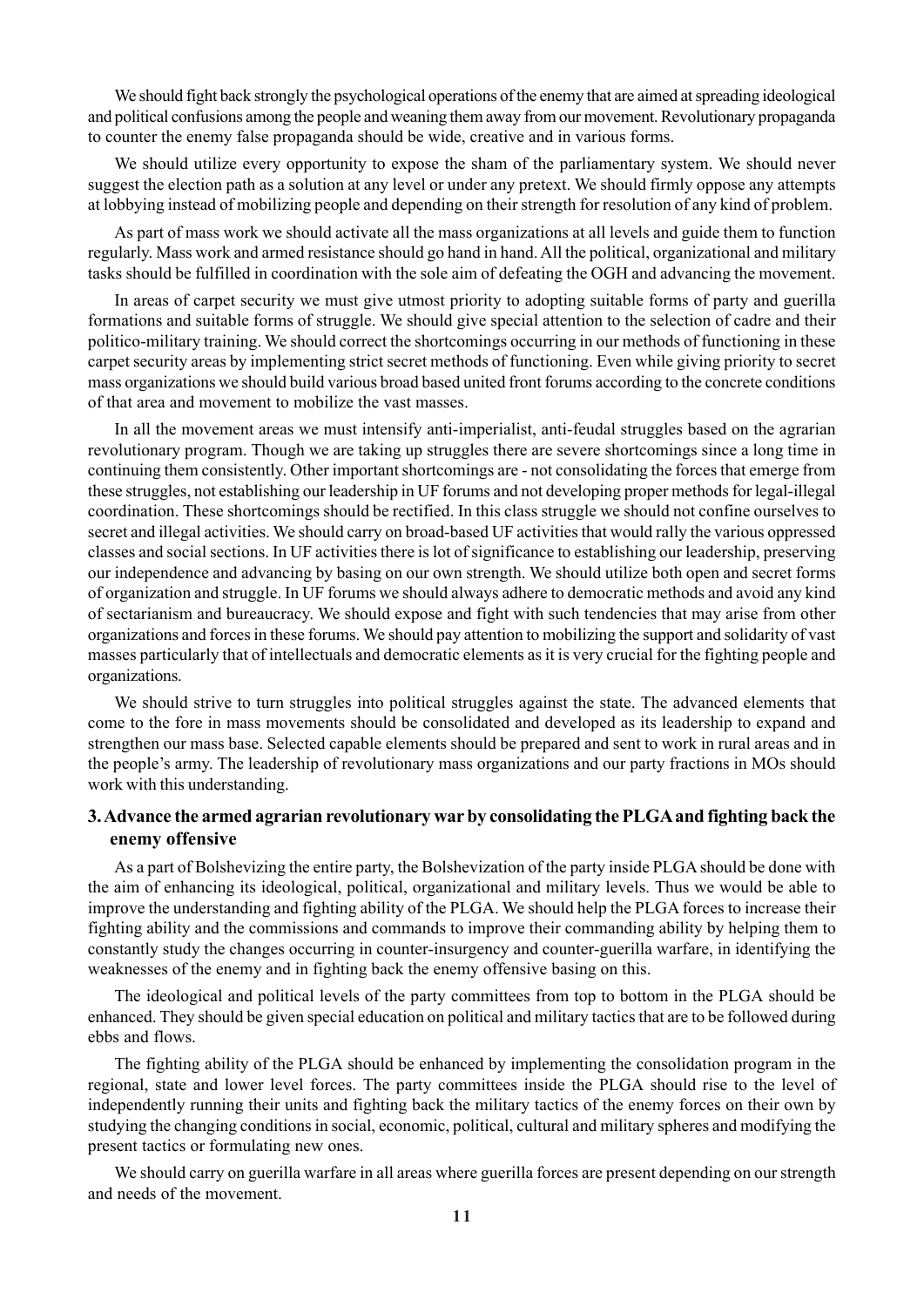We should fight back strongly the psychological operations of the enemy that are aimed at spreading ideological and political confusions among the people and weaning them away from our movement. Revolutionary propaganda to counter the enemy false propaganda should be wide, creative and in various forms.

We should utilize every opportunity to expose the sham of the parliamentary system. We should never suggest the election path as a solution at any level or under any pretext. We should firmly oppose any attempts at lobbying instead of mobilizing people and depending on their strength for resolution of any kind of problem.

As part of mass work we should activate all the mass organizations at all levels and guide them to function regularly. Mass work and armed resistance should go hand in hand. All the political, organizational and military tasks should be fulfilled in coordination with the sole aim of defeating the OGH and advancing the movement.

In areas of carpet security we must give utmost priority to adopting suitable forms of party and guerilla formations and suitable forms of struggle. We should give special attention to the selection of cadre and their politico-military training. We should correct the shortcomings occurring in our methods of functioning in these carpet security areas by implementing strict secret methods of functioning. Even while giving priority to secret mass organizations we should build various broad based united front forums according to the concrete conditions of that area and movement to mobilize the vast masses.

In all the movement areas we must intensify anti-imperialist, anti-feudal struggles based on the agrarian revolutionary program. Though we are taking up struggles there are severe shortcomings since a long time in continuing them consistently. Other important shortcomings are - not consolidating the forces that emerge from these struggles, not establishing our leadership in UF forums and not developing proper methods for legal-illegal coordination. These shortcomings should be rectified. In this class struggle we should not confine ourselves to secret and illegal activities. We should carry on broad-based UF activities that would rally the various oppressed classes and social sections. In UF activities there is lot of significance to establishing our leadership, preserving our independence and advancing by basing on our own strength. We should utilize both open and secret forms of organization and struggle. In UF forums we should always adhere to democratic methods and avoid any kind of sectarianism and bureaucracy. We should expose and fight with such tendencies that may arise from other organizations and forces in these forums. We should pay attention to mobilizing the support and solidarity of vast masses particularly that of intellectuals and democratic elements as it is very crucial for the fighting people and organizations.

We should strive to turn struggles into political struggles against the state. The advanced elements that come to the fore in mass movements should be consolidated and developed as its leadership to expand and strengthen our mass base. Selected capable elements should be prepared and sent to work in rural areas and in the people's army. The leadership of revolutionary mass organizations and our party fractions in MOs should work with this understanding.

### 3. Advance the armed agrarian revolutionary war by consolidating the PLGA and fighting back the enemy offensive

As a part of Bolshevizing the entire party, the Bolshevization of the party inside PLGA should be done with the aim of enhancing its ideological, political, organizational and military levels. Thus we would be able to improve the understanding and fighting ability of the PLGA. We should help the PLGA forces to increase their fighting ability and the commissions and commands to improve their commanding ability by helping them to constantly study the changes occurring in counter-insurgency and counter-guerilla warfare, in identifying the weaknesses of the enemy and in fighting back the enemy offensive basing on this.

The ideological and political levels of the party committees from top to bottom in the PLGA should be enhanced. They should be given special education on political and military tactics that are to be followed during ebbs and flows.

The fighting ability of the PLGA should be enhanced by implementing the consolidation program in the regional, state and lower level forces. The party committees inside the PLGA should rise to the level of independently running their units and fighting back the military tactics of the enemy forces on their own by studying the changing conditions in social, economic, political, cultural and military spheres and modifying the present tactics or formulating new ones.

We should carry on guerilla warfare in all areas where guerilla forces are present depending on our strength and needs of the movement.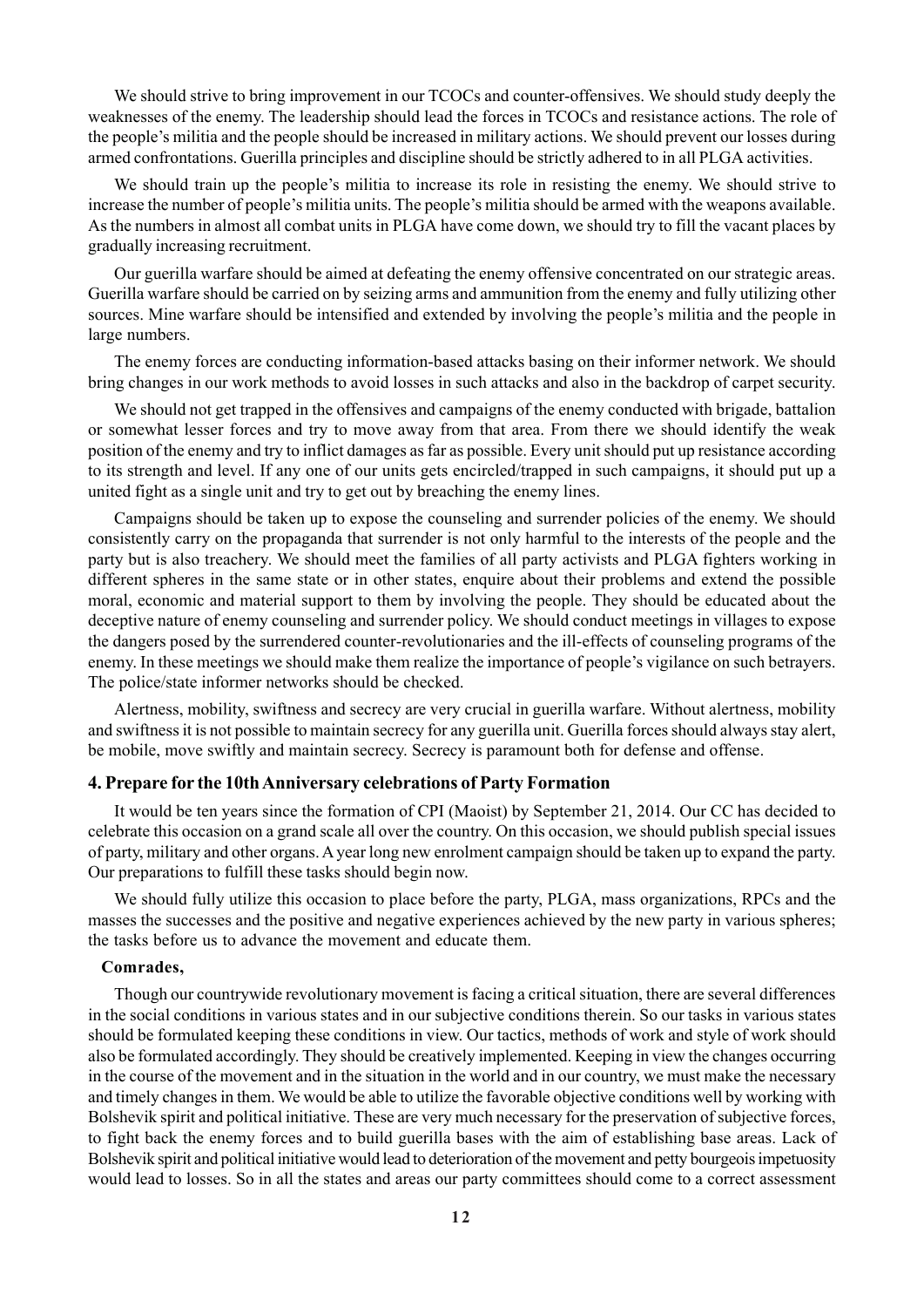We should strive to bring improvement in our TCOCs and counter-offensives. We should study deeply the weaknesses of the enemy. The leadership should lead the forces in TCOCs and resistance actions. The role of the people's militia and the people should be increased in military actions. We should prevent our losses during armed confrontations. Guerilla principles and discipline should be strictly adhered to in all PLGA activities.

We should train up the people's militia to increase its role in resisting the enemy. We should strive to increase the number of people's militia units. The people's militia should be armed with the weapons available. As the numbers in almost all combat units in PLGA have come down, we should try to fill the vacant places by gradually increasing recruitment.

Our guerilla warfare should be aimed at defeating the enemy offensive concentrated on our strategic areas. Guerilla warfare should be carried on by seizing arms and ammunition from the enemy and fully utilizing other sources. Mine warfare should be intensified and extended by involving the people's militia and the people in large numbers.

The enemy forces are conducting information-based attacks basing on their informer network. We should bring changes in our work methods to avoid losses in such attacks and also in the backdrop of carpet security.

We should not get trapped in the offensives and campaigns of the enemy conducted with brigade, battalion or somewhat lesser forces and try to move away from that area. From there we should identify the weak position of the enemy and try to inflict damages as far as possible. Every unit should put up resistance according to its strength and level. If any one of our units gets encircled/trapped in such campaigns, it should put up a united fight as a single unit and try to get out by breaching the enemy lines.

Campaigns should be taken up to expose the counseling and surrender policies of the enemy. We should consistently carry on the propaganda that surrender is not only harmful to the interests of the people and the party but is also treachery. We should meet the families of all party activists and PLGA fighters working in different spheres in the same state or in other states, enquire about their problems and extend the possible moral, economic and material support to them by involving the people. They should be educated about the deceptive nature of enemy counseling and surrender policy. We should conduct meetings in villages to expose the dangers posed by the surrendered counter-revolutionaries and the ill-effects of counseling programs of the enemy. In these meetings we should make them realize the importance of people's vigilance on such betrayers. The police/state informer networks should be checked.

Alertness, mobility, swiftness and secrecy are very crucial in guerilla warfare. Without alertness, mobility and swiftness it is not possible to maintain secrecy for any guerilla unit. Guerilla forces should always stay alert, be mobile, move swiftly and maintain secrecy. Secrecy is paramount both for defense and offense.

### 4. Prepare for the 10th Anniversary celebrations of Party Formation

It would be ten years since the formation of CPI (Maoist) by September 21, 2014. Our CC has decided to celebrate this occasion on a grand scale all over the country. On this occasion, we should publish special issues of party, military and other organs. A year long new enrolment campaign should be taken up to expand the party. Our preparations to fulfill these tasks should begin now.

We should fully utilize this occasion to place before the party, PLGA, mass organizations, RPCs and the masses the successes and the positive and negative experiences achieved by the new party in various spheres; the tasks before us to advance the movement and educate them.

**Comrades,**

Though our countrywide revolutionary movement is facing a critical situation, there are several differences in the social conditions in various states and in our subjective conditions therein. So our tasks in various states should be formulated keeping these conditions in view. Our tactics, methods of work and style of work should also be formulated accordingly. They should be creatively implemented. Keeping in view the changes occurring in the course of the movement and in the situation in the world and in our country, we must make the necessary and timely changes in them. We would be able to utilize the favorable objective conditions well by working with Bolshevik spirit and political initiative. These are very much necessary for the preservation of subjective forces, to fight back the enemy forces and to build guerilla bases with the aim of establishing base areas. Lack of Bolshevik spirit and political initiative would lead to deterioration of the movement and petty bourgeois impetuosity would lead to losses. So in all the states and areas our party committees should come to a correct assessment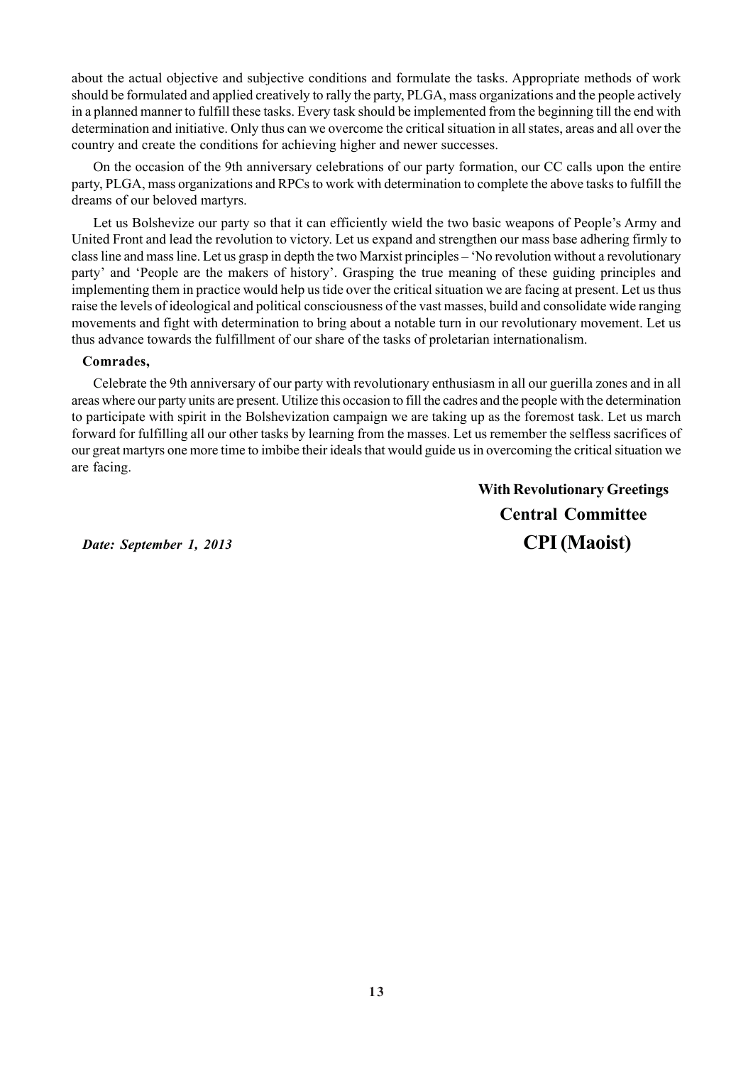about the actual objective and subjective conditions and formulate the tasks. Appropriate methods of work should be formulated and applied creatively to rally the party, PLGA, mass organizations and the people actively in a planned manner to fulfill these tasks. Every task should be implemented from the beginning till the end with determination and initiative. Only thus can we overcome the critical situation in all states, areas and all over the country and create the conditions for achieving higher and newer successes.

On the occasion of the 9th anniversary celebrations of our party formation, our CC calls upon the entire party, PLGA, mass organizations and RPCs to work with determination to complete the above tasks to fulfill the dreams of our beloved martyrs.

Let us Bolshevize our party so that it can efficiently wield the two basic weapons of People's Army and United Front and lead the revolution to victory. Let us expand and strengthen our mass base adhering firmly to class line and mass line. Let us grasp in depth the two Marxist principles – 'No revolution without a revolutionary party' and 'People are the makers of history'. Grasping the true meaning of these guiding principles and implementing them in practice would help us tide over the critical situation we are facing at present. Let us thus raise the levels of ideological and political consciousness of the vast masses, build and consolidate wide ranging movements and fight with determination to bring about a notable turn in our revolutionary movement. Let us thus advance towards the fulfillment of our share of the tasks of proletarian internationalism.

**Comrades,**

Celebrate the 9th anniversary of our party with revolutionary enthusiasm in all our guerilla zones and in all areas where our party units are present. Utilize this occasion to fill the cadres and the people with the determination to participate with spirit in the Bolshevization campaign we are taking up as the foremost task. Let us march forward for fulfilling all our other tasks by learning from the masses. Let us remember the selfless sacrifices of our great martyrs one more time to imbibe their ideals that would guide us in overcoming the critical situation we are facing.

**With Revolutionary Greetings**

**Central Committee**

**CPI (Maoist)**

***Date: September 1, 2013***